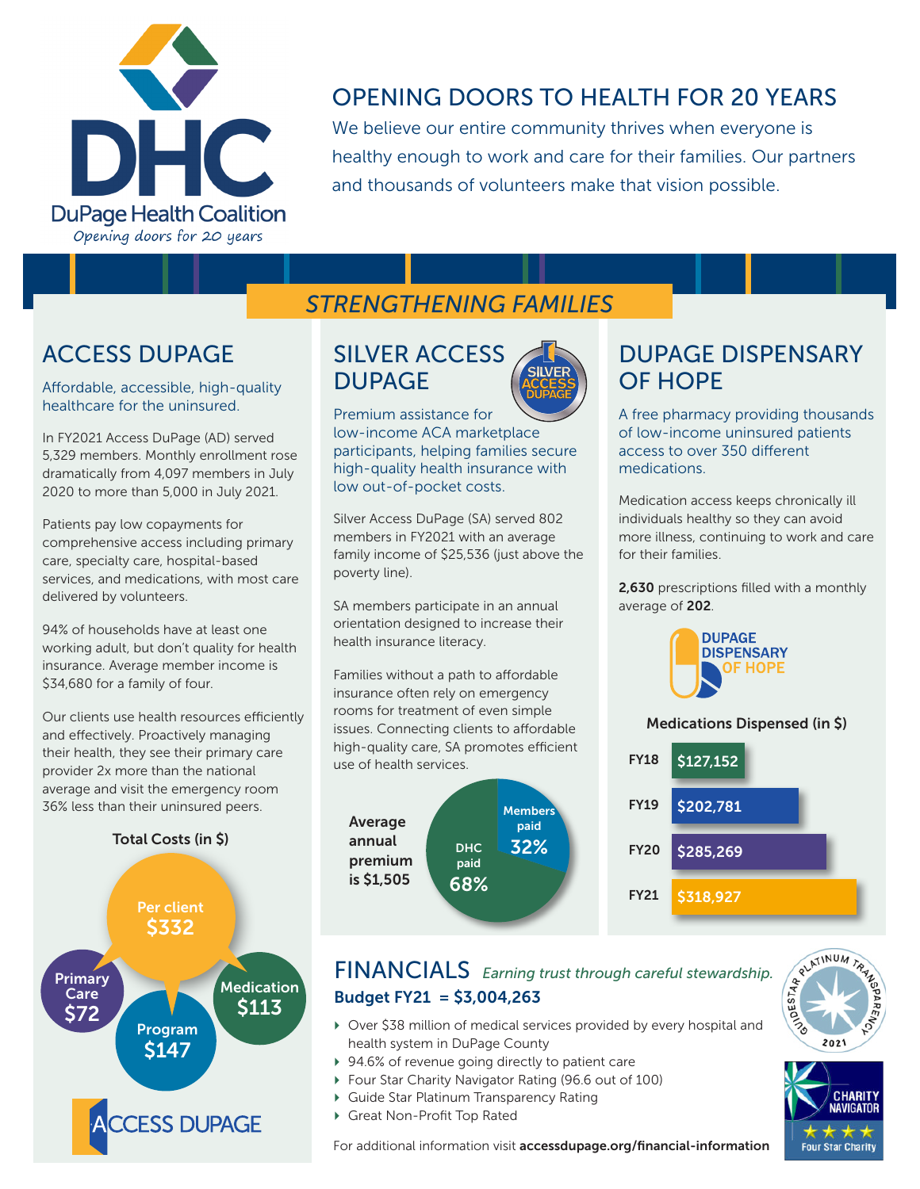DHC
DuPage Health Coalition
Opening doors for 20 years

# OPENING DOORS TO HEALTH FOR 20 YEARS

We believe our entire community thrives when everyone is healthy enough to work and care for their families. Our partners and thousands of volunteers make that vision possible.

## STRENGTHENING FAMILIES

## ACCESS DUPAGE

Affordable, accessible, high-quality healthcare for the uninsured.

In FY2021 Access DuPage (AD) served 5,329 members. Monthly enrollment rose dramatically from 4,097 members in July 2020 to more than 5,000 in July 2021.

Patients pay low copayments for comprehensive access including primary care, specialty care, hospital-based services, and medications, with most care delivered by volunteers.

94% of households have at least one working adult, but don't quality for health insurance. Average member income is $34,680 for a family of four.

Our clients use health resources efficiently and effectively. Proactively managing their health, they see their primary care provider 2x more than the national average and visit the emergency room 36% less than their uninsured peers.

**Total Costs (in $)**

Per client $332
Primary Care $72
Program $147
Medication $113

ACCESS DUPAGE

## SILVER ACCESS DUPAGE

Premium assistance for low-income ACA marketplace participants, helping families secure high-quality health insurance with low out-of-pocket costs.

Silver Access DuPage (SA) served 802 members in FY2021 with an average family income of $25,536 (just above the poverty line).

SA members participate in an annual orientation designed to increase their health insurance literacy.

Families without a path to affordable insurance often rely on emergency rooms for treatment of even simple issues. Connecting clients to affordable high-quality care, SA promotes efficient use of health services.

**Average annual premium is $1,505**

Members paid 32%
DHC paid 68%

## DUPAGE DISPENSARY OF HOPE

A free pharmacy providing thousands of low-income uninsured patients access to over 350 different medications.

Medication access keeps chronically ill individuals healthy so they can avoid more illness, continuing to work and care for their families.

**2,630** prescriptions filled with a monthly average of **202**.

**Medications Dispensed (in $)**

FY18 $127,152
FY19 $202,781
FY20 $285,269
FY21 $318,927

## FINANCIALS *Earning trust through careful stewardship.*

**Budget FY21 = $3,004,263**

- Over $38 million of medical services provided by every hospital and health system in DuPage County
- 94.6% of revenue going directly to patient care
- Four Star Charity Navigator Rating (96.6 out of 100)
- Guide Star Platinum Transparency Rating
- Great Non-Profit Top Rated

For additional information visit **accessdupage.org/financial-information**

GuideStar Platinum Transparency 2021
Charity Navigator Four Star Charity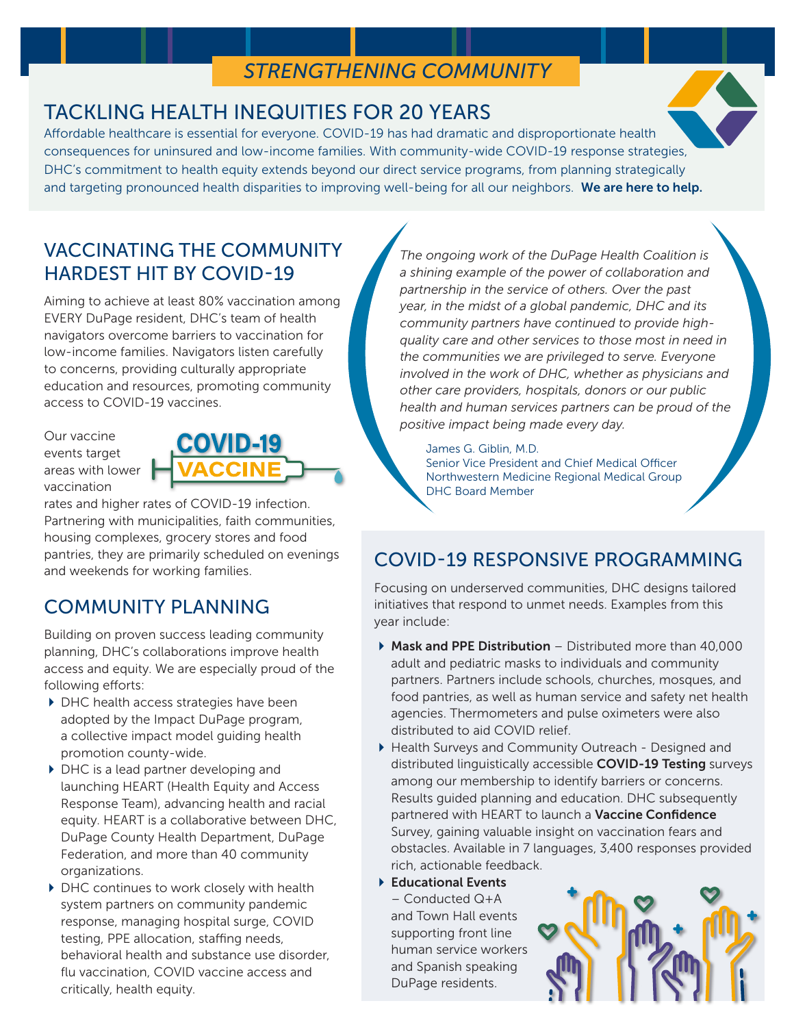STRENGTHENING COMMUNITY

# TACKLING HEALTH INEQUITIES FOR 20 YEARS

Affordable healthcare is essential for everyone. COVID-19 has had dramatic and disproportionate health consequences for uninsured and low-income families. With community-wide COVID-19 response strategies, DHC's commitment to health equity extends beyond our direct service programs, from planning strategically and targeting pronounced health disparities to improving well-being for all our neighbors. **We are here to help.**

## VACCINATING THE COMMUNITY HARDEST HIT BY COVID-19

Aiming to achieve at least 80% vaccination among EVERY DuPage resident, DHC's team of health navigators overcome barriers to vaccination for low-income families. Navigators listen carefully to concerns, providing culturally appropriate education and resources, promoting community access to COVID-19 vaccines.

COVID-19 VACCINE

Our vaccine events target areas with lower vaccination rates and higher rates of COVID-19 infection. Partnering with municipalities, faith communities, housing complexes, grocery stores and food pantries, they are primarily scheduled on evenings and weekends for working families.

## COMMUNITY PLANNING

Building on proven success leading community planning, DHC's collaborations improve health access and equity. We are especially proud of the following efforts:

- DHC health access strategies have been adopted by the Impact DuPage program, a collective impact model guiding health promotion county-wide.
- DHC is a lead partner developing and launching HEART (Health Equity and Access Response Team), advancing health and racial equity. HEART is a collaborative between DHC, DuPage County Health Department, DuPage Federation, and more than 40 community organizations.
- DHC continues to work closely with health system partners on community pandemic response, managing hospital surge, COVID testing, PPE allocation, staffing needs, behavioral health and substance use disorder, flu vaccination, COVID vaccine access and critically, health equity.

*The ongoing work of the DuPage Health Coalition is a shining example of the power of collaboration and partnership in the service of others. Over the past year, in the midst of a global pandemic, DHC and its community partners have continued to provide high-quality care and other services to those most in need in the communities we are privileged to serve. Everyone involved in the work of DHC, whether as physicians and other care providers, hospitals, donors or our public health and human services partners can be proud of the positive impact being made every day.*

James G. Giblin, M.D.
Senior Vice President and Chief Medical Officer
Northwestern Medicine Regional Medical Group
DHC Board Member

## COVID-19 RESPONSIVE PROGRAMMING

Focusing on underserved communities, DHC designs tailored initiatives that respond to unmet needs. Examples from this year include:

- **Mask and PPE Distribution** – Distributed more than 40,000 adult and pediatric masks to individuals and community partners. Partners include schools, churches, mosques, and food pantries, as well as human service and safety net health agencies. Thermometers and pulse oximeters were also distributed to aid COVID relief.
- Health Surveys and Community Outreach - Designed and distributed linguistically accessible **COVID-19 Testing** surveys among our membership to identify barriers or concerns. Results guided planning and education. DHC subsequently partnered with HEART to launch a **Vaccine Confidence** Survey, gaining valuable insight on vaccination fears and obstacles. Available in 7 languages, 3,400 responses provided rich, actionable feedback.
- **Educational Events** – Conducted Q+A and Town Hall events supporting front line human service workers and Spanish speaking DuPage residents.